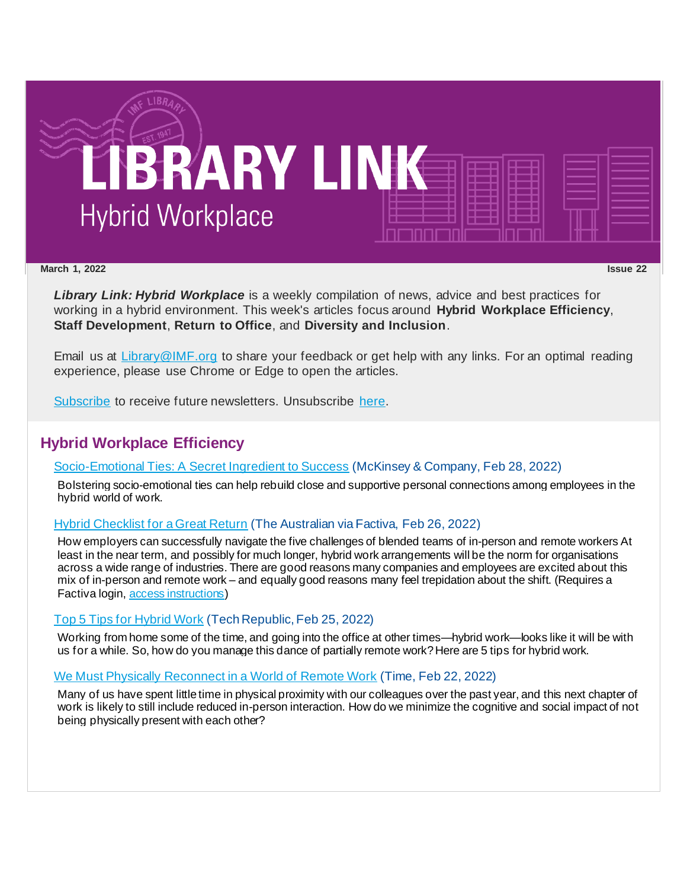# LIBRARY LINK
## Hybrid Workplace

**March 1, 2022** **Issue 22**

***Library Link: Hybrid Workplace*** is a weekly compilation of news, advice and best practices for working in a hybrid environment. This week's articles focus around **Hybrid Workplace Efficiency**, **Staff Development**, **Return to Office**, and **Diversity and Inclusion**.

Email us at Library@IMF.org to share your feedback or get help with any links. For an optimal reading experience, please use Chrome or Edge to open the articles.

Subscribe to receive future newsletters. Unsubscribe here.

## Hybrid Workplace Efficiency

Socio-Emotional Ties: A Secret Ingredient to Success (McKinsey & Company, Feb 28, 2022)

Bolstering socio-emotional ties can help rebuild close and supportive personal connections among employees in the hybrid world of work.

Hybrid Checklist for a Great Return (The Australian via Factiva, Feb 26, 2022)

How employers can successfully navigate the five challenges of blended teams of in-person and remote workers At least in the near term, and possibly for much longer, hybrid work arrangements will be the norm for organisations across a wide range of industries. There are good reasons many companies and employees are excited about this mix of in-person and remote work – and equally good reasons many feel trepidation about the shift. (Requires a Factiva login, access instructions)

Top 5 Tips for Hybrid Work (Tech Republic, Feb 25, 2022)

Working from home some of the time, and going into the office at other times—hybrid work—looks like it will be with us for a while. So, how do you manage this dance of partially remote work? Here are 5 tips for hybrid work.

We Must Physically Reconnect in a World of Remote Work (Time, Feb 22, 2022)

Many of us have spent little time in physical proximity with our colleagues over the past year, and this next chapter of work is likely to still include reduced in-person interaction. How do we minimize the cognitive and social impact of not being physically present with each other?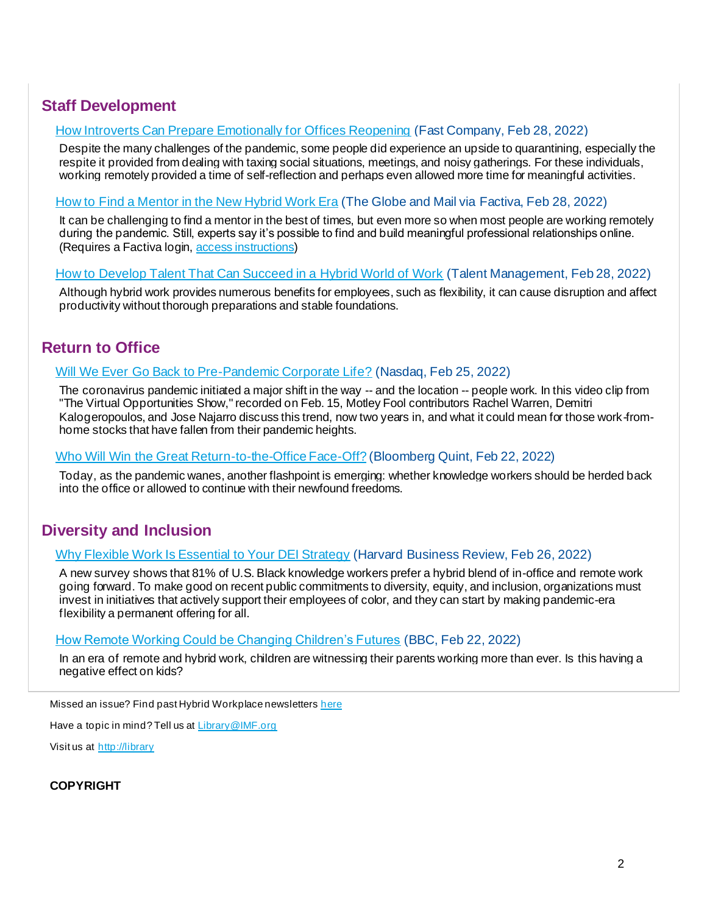## Staff Development

[How Introverts Can Prepare Emotionally for Offices Reopening](#) (Fast Company, Feb 28, 2022)

Despite the many challenges of the pandemic, some people did experience an upside to quarantining, especially the respite it provided from dealing with taxing social situations, meetings, and noisy gatherings. For these individuals, working remotely provided a time of self-reflection and perhaps even allowed more time for meaningful activities.

[How to Find a Mentor in the New Hybrid Work Era](#) (The Globe and Mail via Factiva, Feb 28, 2022)

It can be challenging to find a mentor in the best of times, but even more so when most people are working remotely during the pandemic. Still, experts say it's possible to find and build meaningful professional relationships online. (Requires a Factiva login, [access instructions](#))

[How to Develop Talent That Can Succeed in a Hybrid World of Work](#) (Talent Management, Feb 28, 2022)

Although hybrid work provides numerous benefits for employees, such as flexibility, it can cause disruption and affect productivity without thorough preparations and stable foundations.

## Return to Office

[Will We Ever Go Back to Pre-Pandemic Corporate Life?](#) (Nasdaq, Feb 25, 2022)

The coronavirus pandemic initiated a major shift in the way -- and the location -- people work. In this video clip from "The Virtual Opportunities Show," recorded on Feb. 15, Motley Fool contributors Rachel Warren, Demitri Kalogeropoulos, and Jose Najarro discuss this trend, now two years in, and what it could mean for those work-from-home stocks that have fallen from their pandemic heights.

[Who Will Win the Great Return-to-the-Office Face-Off?](#) (Bloomberg Quint, Feb 22, 2022)

Today, as the pandemic wanes, another flashpoint is emerging: whether knowledge workers should be herded back into the office or allowed to continue with their newfound freedoms.

## Diversity and Inclusion

[Why Flexible Work Is Essential to Your DEI Strategy](#) (Harvard Business Review, Feb 26, 2022)

A new survey shows that 81% of U.S. Black knowledge workers prefer a hybrid blend of in-office and remote work going forward. To make good on recent public commitments to diversity, equity, and inclusion, organizations must invest in initiatives that actively support their employees of color, and they can start by making pandemic-era flexibility a permanent offering for all.

[How Remote Working Could be Changing Children's Futures](#) (BBC, Feb 22, 2022)

In an era of remote and hybrid work, children are witnessing their parents working more than ever. Is this having a negative effect on kids?

---

Missed an issue? Find past Hybrid Workplace newsletters [here](#)

Have a topic in mind? Tell us at [Library@IMF.org](mailto:Library@IMF.org)

Visit us at [http://library](http://library)

**COPYRIGHT**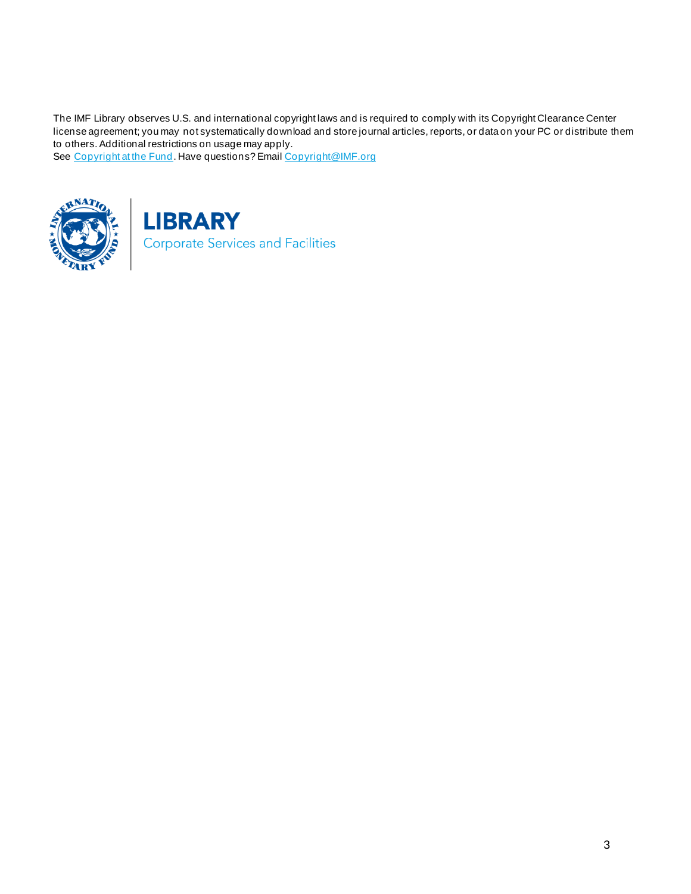The IMF Library observes U.S. and international copyright laws and is required to comply with its Copyright Clearance Center license agreement; you may not systematically download and store journal articles, reports, or data on your PC or distribute them to others. Additional restrictions on usage may apply.
See Copyright at the Fund. Have questions? Email Copyright@IMF.org

**LIBRARY**
Corporate Services and Facilities